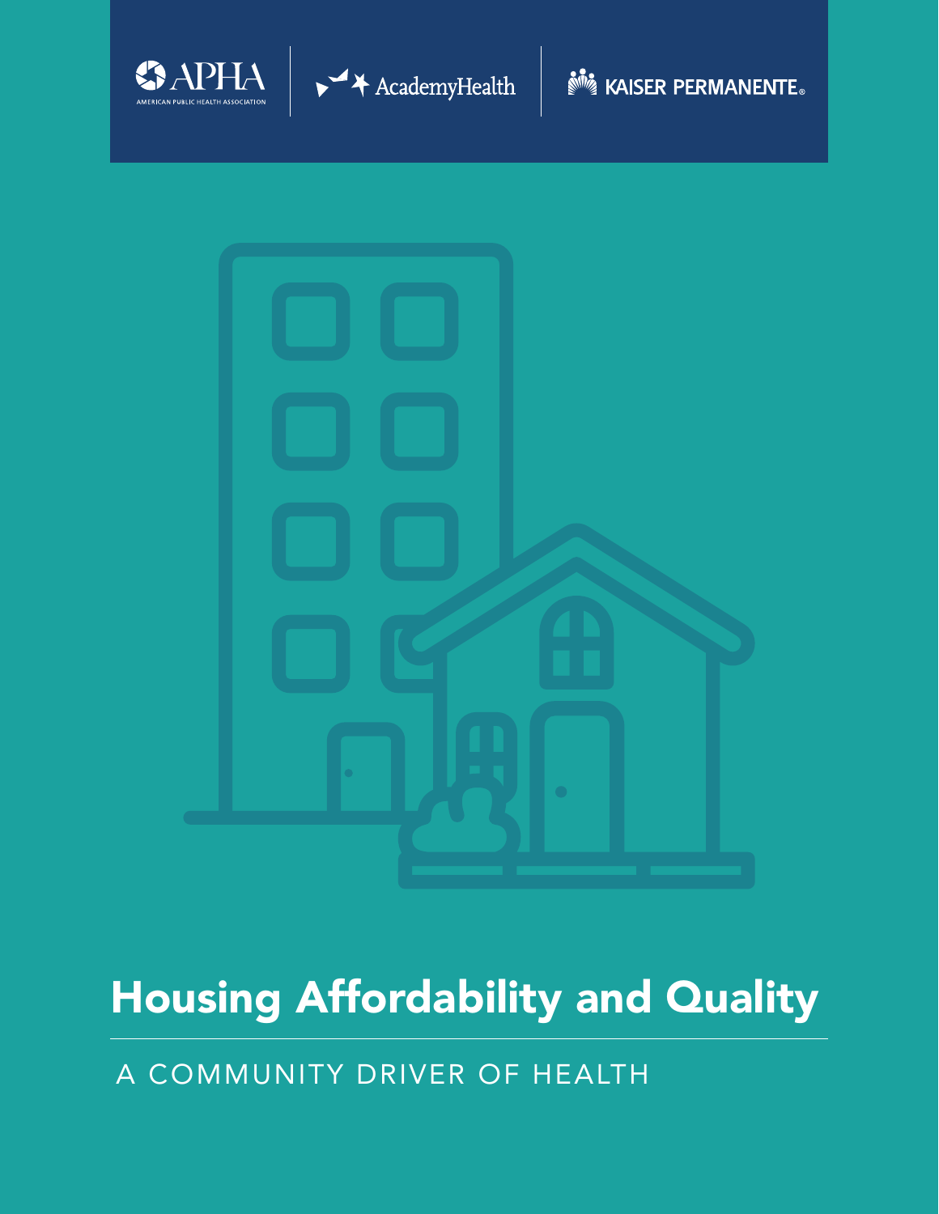APHA AMERICAN PUBLIC HEALTH ASSOCIATION | AcademyHealth | KAISER PERMANENTE®

# Housing Affordability and Quality

## A COMMUNITY DRIVER OF HEALTH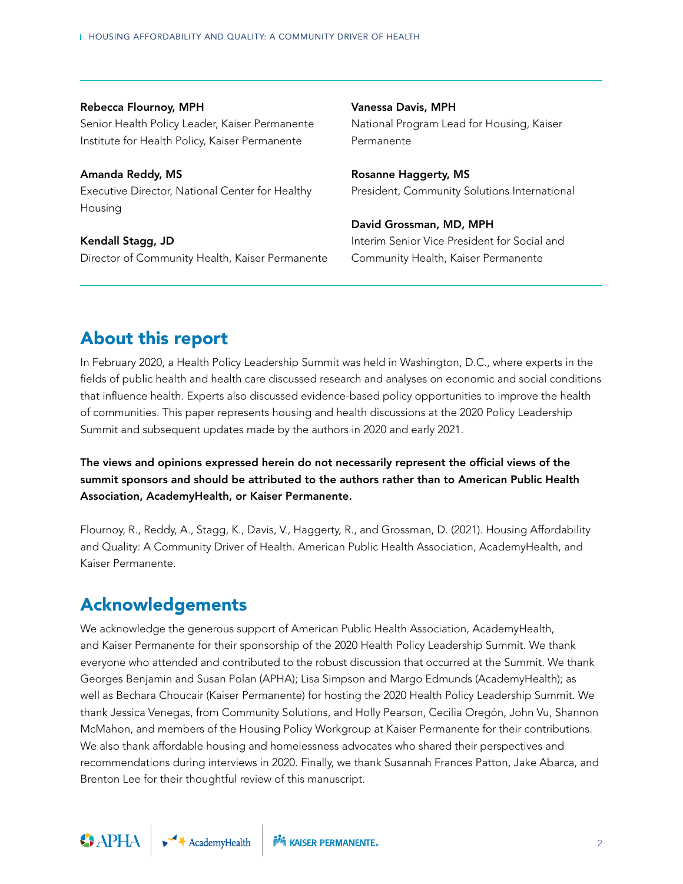**Rebecca Flournoy, MPH**
Senior Health Policy Leader, Kaiser Permanente Institute for Health Policy, Kaiser Permanente

**Amanda Reddy, MS**
Executive Director, National Center for Healthy Housing

**Kendall Stagg, JD**
Director of Community Health, Kaiser Permanente

**Vanessa Davis, MPH**
National Program Lead for Housing, Kaiser Permanente

**Rosanne Haggerty, MS**
President, Community Solutions International

**David Grossman, MD, MPH**
Interim Senior Vice President for Social and Community Health, Kaiser Permanente

## About this report

In February 2020, a Health Policy Leadership Summit was held in Washington, D.C., where experts in the fields of public health and health care discussed research and analyses on economic and social conditions that influence health. Experts also discussed evidence-based policy opportunities to improve the health of communities. This paper represents housing and health discussions at the 2020 Policy Leadership Summit and subsequent updates made by the authors in 2020 and early 2021.

**The views and opinions expressed herein do not necessarily represent the official views of the summit sponsors and should be attributed to the authors rather than to American Public Health Association, AcademyHealth, or Kaiser Permanente.**

Flournoy, R., Reddy, A., Stagg, K., Davis, V., Haggerty, R., and Grossman, D. (2021). Housing Affordability and Quality: A Community Driver of Health. American Public Health Association, AcademyHealth, and Kaiser Permanente.

## Acknowledgements

We acknowledge the generous support of American Public Health Association, AcademyHealth, and Kaiser Permanente for their sponsorship of the 2020 Health Policy Leadership Summit. We thank everyone who attended and contributed to the robust discussion that occurred at the Summit. We thank Georges Benjamin and Susan Polan (APHA); Lisa Simpson and Margo Edmunds (AcademyHealth); as well as Bechara Choucair (Kaiser Permanente) for hosting the 2020 Health Policy Leadership Summit. We thank Jessica Venegas, from Community Solutions, and Holly Pearson, Cecilia Oregón, John Vu, Shannon McMahon, and members of the Housing Policy Workgroup at Kaiser Permanente for their contributions. We also thank affordable housing and homelessness advocates who shared their perspectives and recommendations during interviews in 2020. Finally, we thank Susannah Frances Patton, Jake Abarca, and Brenton Lee for their thoughtful review of this manuscript.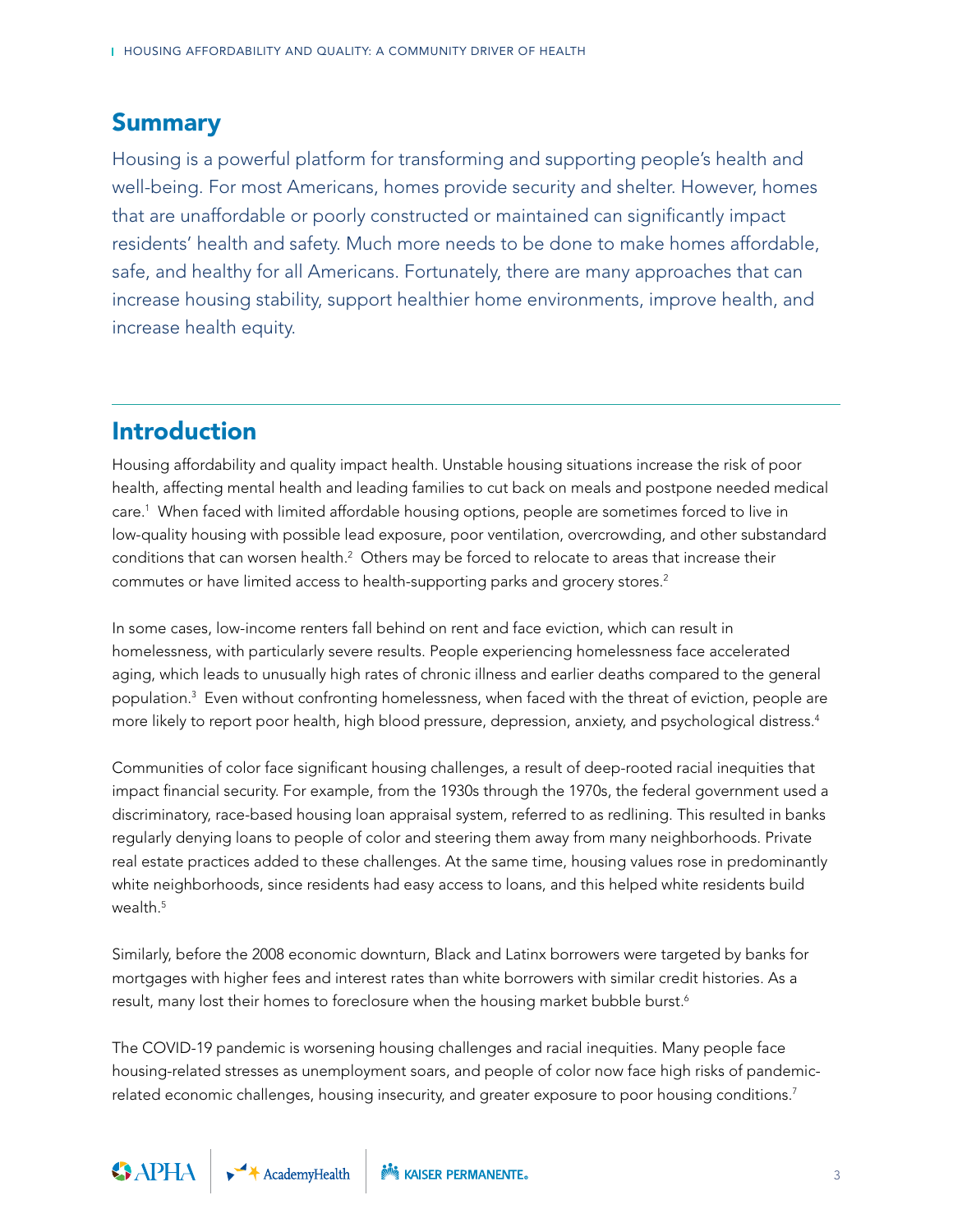## Summary

Housing is a powerful platform for transforming and supporting people's health and well-being. For most Americans, homes provide security and shelter. However, homes that are unaffordable or poorly constructed or maintained can significantly impact residents' health and safety. Much more needs to be done to make homes affordable, safe, and healthy for all Americans. Fortunately, there are many approaches that can increase housing stability, support healthier home environments, improve health, and increase health equity.

## Introduction

Housing affordability and quality impact health. Unstable housing situations increase the risk of poor health, affecting mental health and leading families to cut back on meals and postpone needed medical care.[1] When faced with limited affordable housing options, people are sometimes forced to live in low-quality housing with possible lead exposure, poor ventilation, overcrowding, and other substandard conditions that can worsen health.[2] Others may be forced to relocate to areas that increase their commutes or have limited access to health-supporting parks and grocery stores.[2]

In some cases, low-income renters fall behind on rent and face eviction, which can result in homelessness, with particularly severe results. People experiencing homelessness face accelerated aging, which leads to unusually high rates of chronic illness and earlier deaths compared to the general population.[3] Even without confronting homelessness, when faced with the threat of eviction, people are more likely to report poor health, high blood pressure, depression, anxiety, and psychological distress.[4]

Communities of color face significant housing challenges, a result of deep-rooted racial inequities that impact financial security. For example, from the 1930s through the 1970s, the federal government used a discriminatory, race-based housing loan appraisal system, referred to as redlining. This resulted in banks regularly denying loans to people of color and steering them away from many neighborhoods. Private real estate practices added to these challenges. At the same time, housing values rose in predominantly white neighborhoods, since residents had easy access to loans, and this helped white residents build wealth.[5]

Similarly, before the 2008 economic downturn, Black and Latinx borrowers were targeted by banks for mortgages with higher fees and interest rates than white borrowers with similar credit histories. As a result, many lost their homes to foreclosure when the housing market bubble burst.[6]

The COVID-19 pandemic is worsening housing challenges and racial inequities. Many people face housing-related stresses as unemployment soars, and people of color now face high risks of pandemic-related economic challenges, housing insecurity, and greater exposure to poor housing conditions.[7]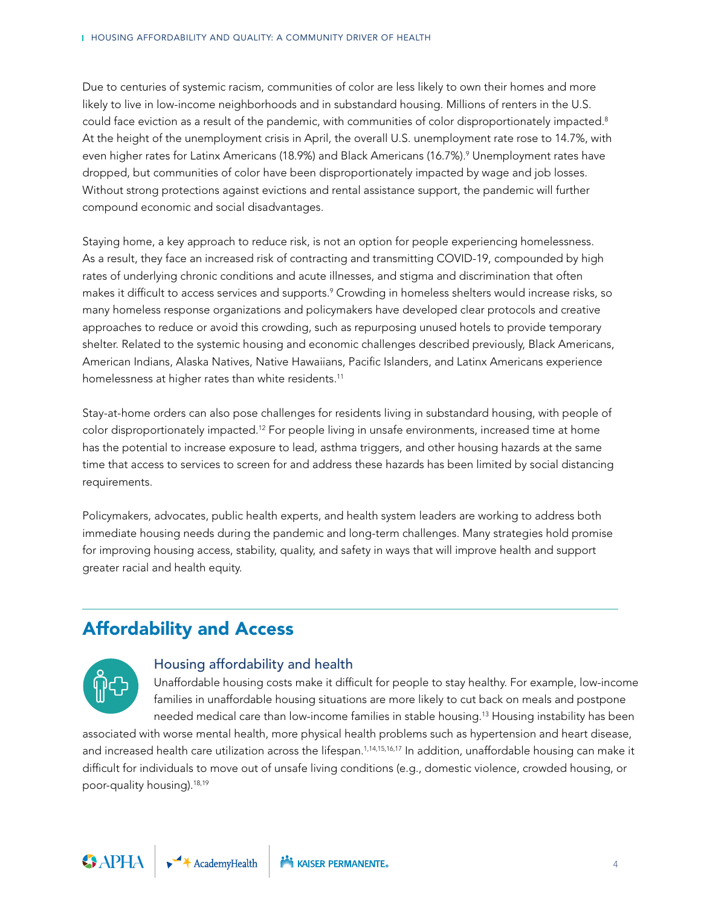Due to centuries of systemic racism, communities of color are less likely to own their homes and more likely to live in low-income neighborhoods and in substandard housing. Millions of renters in the U.S. could face eviction as a result of the pandemic, with communities of color disproportionately impacted.[8] At the height of the unemployment crisis in April, the overall U.S. unemployment rate rose to 14.7%, with even higher rates for Latinx Americans (18.9%) and Black Americans (16.7%).[9] Unemployment rates have dropped, but communities of color have been disproportionately impacted by wage and job losses. Without strong protections against evictions and rental assistance support, the pandemic will further compound economic and social disadvantages.

Staying home, a key approach to reduce risk, is not an option for people experiencing homelessness. As a result, they face an increased risk of contracting and transmitting COVID-19, compounded by high rates of underlying chronic conditions and acute illnesses, and stigma and discrimination that often makes it difficult to access services and supports.[9] Crowding in homeless shelters would increase risks, so many homeless response organizations and policymakers have developed clear protocols and creative approaches to reduce or avoid this crowding, such as repurposing unused hotels to provide temporary shelter. Related to the systemic housing and economic challenges described previously, Black Americans, American Indians, Alaska Natives, Native Hawaiians, Pacific Islanders, and Latinx Americans experience homelessness at higher rates than white residents.[11]

Stay-at-home orders can also pose challenges for residents living in substandard housing, with people of color disproportionately impacted.[12] For people living in unsafe environments, increased time at home has the potential to increase exposure to lead, asthma triggers, and other housing hazards at the same time that access to services to screen for and address these hazards has been limited by social distancing requirements.

Policymakers, advocates, public health experts, and health system leaders are working to address both immediate housing needs during the pandemic and long-term challenges. Many strategies hold promise for improving housing access, stability, quality, and safety in ways that will improve health and support greater racial and health equity.

## Affordability and Access

### Housing affordability and health

Unaffordable housing costs make it difficult for people to stay healthy. For example, low-income families in unaffordable housing situations are more likely to cut back on meals and postpone needed medical care than low-income families in stable housing.[13] Housing instability has been associated with worse mental health, more physical health problems such as hypertension and heart disease, and increased health care utilization across the lifespan.[1,14,15,16,17] In addition, unaffordable housing can make it difficult for individuals to move out of unsafe living conditions (e.g., domestic violence, crowded housing, or poor-quality housing).[18,19]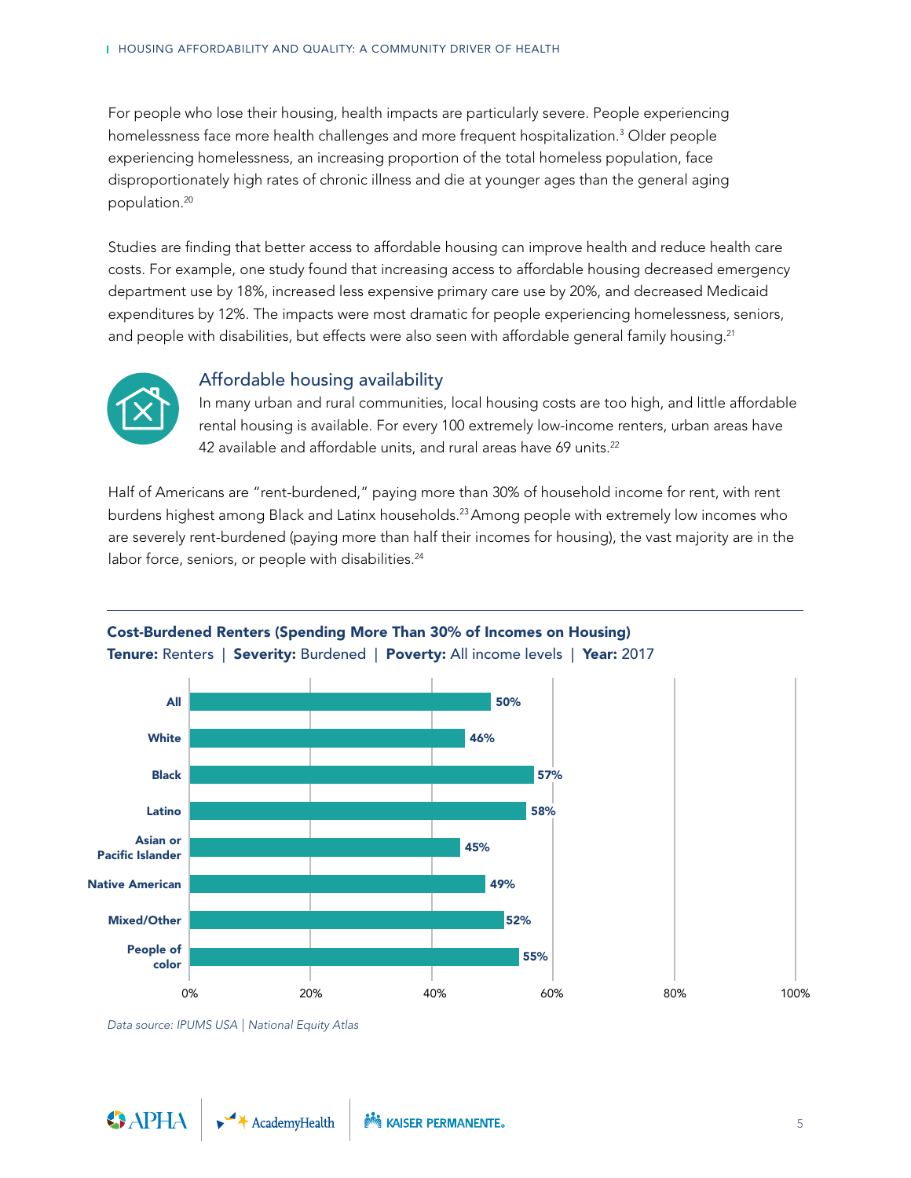For people who lose their housing, health impacts are particularly severe. People experiencing homelessness face more health challenges and more frequent hospitalization.[3] Older people experiencing homelessness, an increasing proportion of the total homeless population, face disproportionately high rates of chronic illness and die at younger ages than the general aging population.[20]

Studies are finding that better access to affordable housing can improve health and reduce health care costs. For example, one study found that increasing access to affordable housing decreased emergency department use by 18%, increased less expensive primary care use by 20%, and decreased Medicaid expenditures by 12%. The impacts were most dramatic for people experiencing homelessness, seniors, and people with disabilities, but effects were also seen with affordable general family housing.[21]

## Affordable housing availability

In many urban and rural communities, local housing costs are too high, and little affordable rental housing is available. For every 100 extremely low-income renters, urban areas have 42 available and affordable units, and rural areas have 69 units.[22]

Half of Americans are "rent-burdened," paying more than 30% of household income for rent, with rent burdens highest among Black and Latinx households.[23] Among people with extremely low incomes who are severely rent-burdened (paying more than half their incomes for housing), the vast majority are in the labor force, seniors, or people with disabilities.[24]

**Cost-Burdened Renters (Spending More Than 30% of Incomes on Housing)**

**Tenure:** Renters | **Severity:** Burdened | **Poverty:** All income levels | **Year:** 2017

| Group | Percent |
|---|---|
| All | 50% |
| White | 46% |
| Black | 57% |
| Latino | 58% |
| Asian or Pacific Islander | 45% |
| Native American | 49% |
| Mixed/Other | 52% |
| People of color | 55% |

*Data source: IPUMS USA | National Equity Atlas*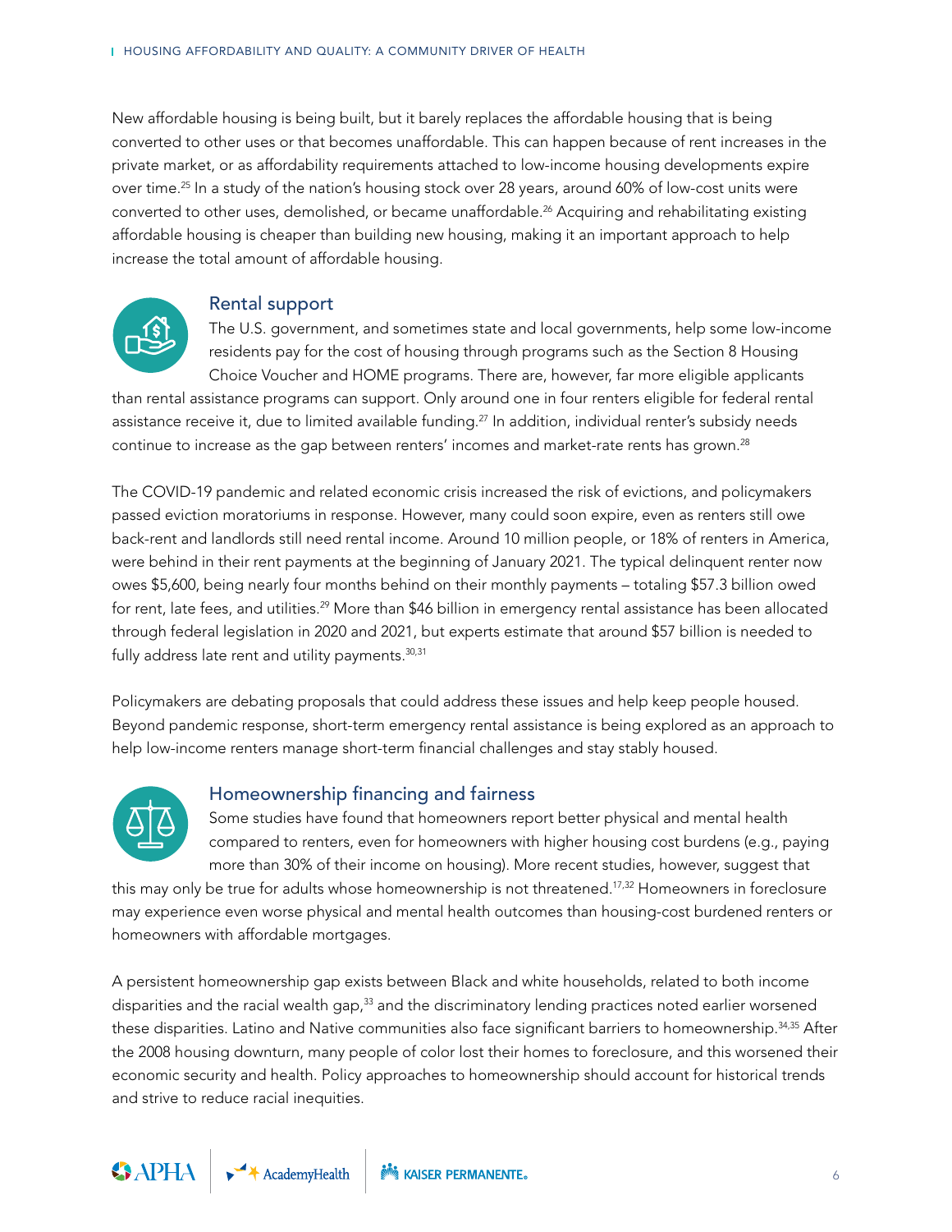New affordable housing is being built, but it barely replaces the affordable housing that is being converted to other uses or that becomes unaffordable. This can happen because of rent increases in the private market, or as affordability requirements attached to low-income housing developments expire over time.[25] In a study of the nation's housing stock over 28 years, around 60% of low-cost units were converted to other uses, demolished, or became unaffordable.[26] Acquiring and rehabilitating existing affordable housing is cheaper than building new housing, making it an important approach to help increase the total amount of affordable housing.

## Rental support

The U.S. government, and sometimes state and local governments, help some low-income residents pay for the cost of housing through programs such as the Section 8 Housing Choice Voucher and HOME programs. There are, however, far more eligible applicants than rental assistance programs can support. Only around one in four renters eligible for federal rental assistance receive it, due to limited available funding.[27] In addition, individual renter's subsidy needs continue to increase as the gap between renters' incomes and market-rate rents has grown.[28]

The COVID-19 pandemic and related economic crisis increased the risk of evictions, and policymakers passed eviction moratoriums in response. However, many could soon expire, even as renters still owe back-rent and landlords still need rental income. Around 10 million people, or 18% of renters in America, were behind in their rent payments at the beginning of January 2021. The typical delinquent renter now owes $5,600, being nearly four months behind on their monthly payments – totaling $57.3 billion owed for rent, late fees, and utilities.[29] More than $46 billion in emergency rental assistance has been allocated through federal legislation in 2020 and 2021, but experts estimate that around $57 billion is needed to fully address late rent and utility payments.[30,31]

Policymakers are debating proposals that could address these issues and help keep people housed. Beyond pandemic response, short-term emergency rental assistance is being explored as an approach to help low-income renters manage short-term financial challenges and stay stably housed.

## Homeownership financing and fairness

Some studies have found that homeowners report better physical and mental health compared to renters, even for homeowners with higher housing cost burdens (e.g., paying more than 30% of their income on housing). More recent studies, however, suggest that this may only be true for adults whose homeownership is not threatened.[17,32] Homeowners in foreclosure may experience even worse physical and mental health outcomes than housing-cost burdened renters or homeowners with affordable mortgages.

A persistent homeownership gap exists between Black and white households, related to both income disparities and the racial wealth gap,[33] and the discriminatory lending practices noted earlier worsened these disparities. Latino and Native communities also face significant barriers to homeownership.[34,35] After the 2008 housing downturn, many people of color lost their homes to foreclosure, and this worsened their economic security and health. Policy approaches to homeownership should account for historical trends and strive to reduce racial inequities.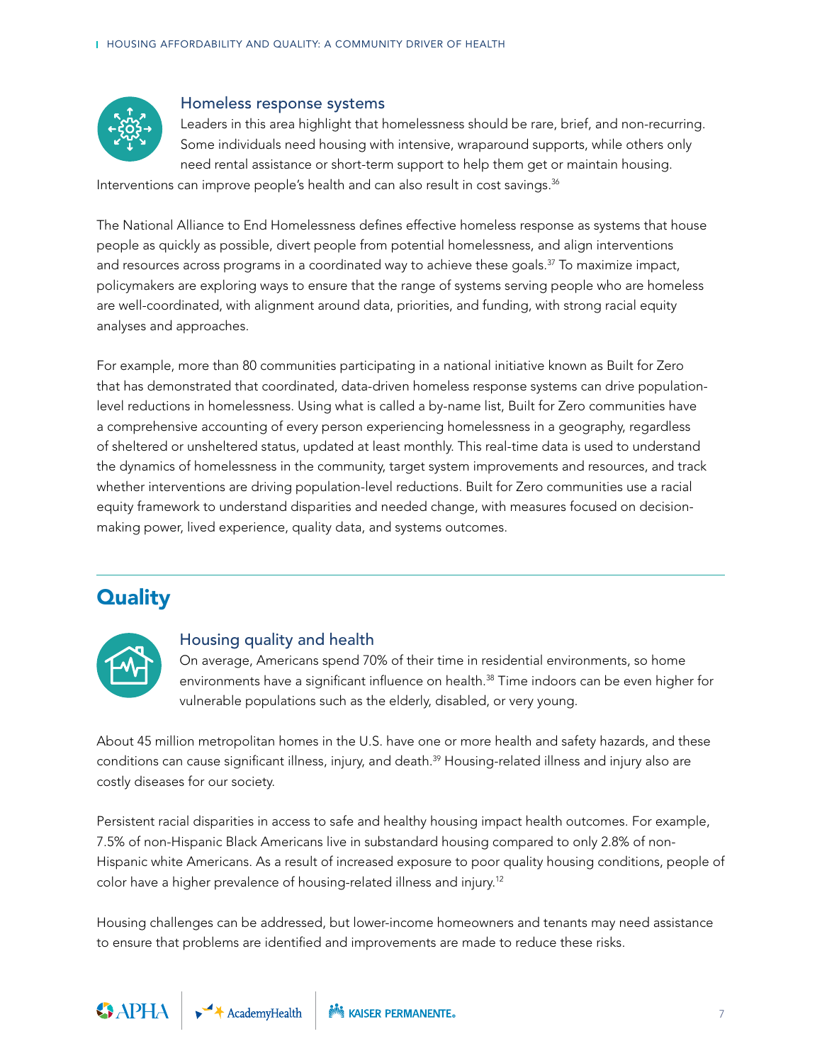### Homeless response systems

Leaders in this area highlight that homelessness should be rare, brief, and non-recurring. Some individuals need housing with intensive, wraparound supports, while others only need rental assistance or short-term support to help them get or maintain housing. Interventions can improve people's health and can also result in cost savings.[36]

The National Alliance to End Homelessness defines effective homeless response as systems that house people as quickly as possible, divert people from potential homelessness, and align interventions and resources across programs in a coordinated way to achieve these goals.[37] To maximize impact, policymakers are exploring ways to ensure that the range of systems serving people who are homeless are well-coordinated, with alignment around data, priorities, and funding, with strong racial equity analyses and approaches.

For example, more than 80 communities participating in a national initiative known as Built for Zero that has demonstrated that coordinated, data-driven homeless response systems can drive population-level reductions in homelessness. Using what is called a by-name list, Built for Zero communities have a comprehensive accounting of every person experiencing homelessness in a geography, regardless of sheltered or unsheltered status, updated at least monthly. This real-time data is used to understand the dynamics of homelessness in the community, target system improvements and resources, and track whether interventions are driving population-level reductions. Built for Zero communities use a racial equity framework to understand disparities and needed change, with measures focused on decision-making power, lived experience, quality data, and systems outcomes.

## Quality

### Housing quality and health

On average, Americans spend 70% of their time in residential environments, so home environments have a significant influence on health.[38] Time indoors can be even higher for vulnerable populations such as the elderly, disabled, or very young.

About 45 million metropolitan homes in the U.S. have one or more health and safety hazards, and these conditions can cause significant illness, injury, and death.[39] Housing-related illness and injury also are costly diseases for our society.

Persistent racial disparities in access to safe and healthy housing impact health outcomes. For example, 7.5% of non-Hispanic Black Americans live in substandard housing compared to only 2.8% of non-Hispanic white Americans. As a result of increased exposure to poor quality housing conditions, people of color have a higher prevalence of housing-related illness and injury.[12]

Housing challenges can be addressed, but lower-income homeowners and tenants may need assistance to ensure that problems are identified and improvements are made to reduce these risks.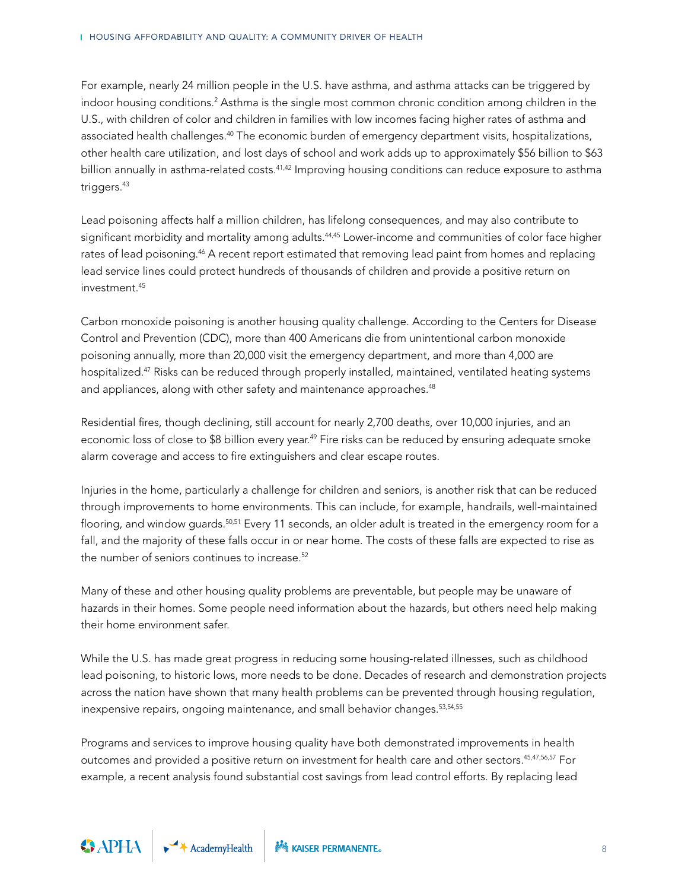For example, nearly 24 million people in the U.S. have asthma, and asthma attacks can be triggered by indoor housing conditions.[2] Asthma is the single most common chronic condition among children in the U.S., with children of color and children in families with low incomes facing higher rates of asthma and associated health challenges.[40] The economic burden of emergency department visits, hospitalizations, other health care utilization, and lost days of school and work adds up to approximately $56 billion to $63 billion annually in asthma-related costs.[41,42] Improving housing conditions can reduce exposure to asthma triggers.[43]

Lead poisoning affects half a million children, has lifelong consequences, and may also contribute to significant morbidity and mortality among adults.[44,45] Lower-income and communities of color face higher rates of lead poisoning.[46] A recent report estimated that removing lead paint from homes and replacing lead service lines could protect hundreds of thousands of children and provide a positive return on investment.[45]

Carbon monoxide poisoning is another housing quality challenge. According to the Centers for Disease Control and Prevention (CDC), more than 400 Americans die from unintentional carbon monoxide poisoning annually, more than 20,000 visit the emergency department, and more than 4,000 are hospitalized.[47] Risks can be reduced through properly installed, maintained, ventilated heating systems and appliances, along with other safety and maintenance approaches.[48]

Residential fires, though declining, still account for nearly 2,700 deaths, over 10,000 injuries, and an economic loss of close to $8 billion every year.[49] Fire risks can be reduced by ensuring adequate smoke alarm coverage and access to fire extinguishers and clear escape routes.

Injuries in the home, particularly a challenge for children and seniors, is another risk that can be reduced through improvements to home environments. This can include, for example, handrails, well-maintained flooring, and window guards.[50,51] Every 11 seconds, an older adult is treated in the emergency room for a fall, and the majority of these falls occur in or near home. The costs of these falls are expected to rise as the number of seniors continues to increase.[52]

Many of these and other housing quality problems are preventable, but people may be unaware of hazards in their homes. Some people need information about the hazards, but others need help making their home environment safer.

While the U.S. has made great progress in reducing some housing-related illnesses, such as childhood lead poisoning, to historic lows, more needs to be done. Decades of research and demonstration projects across the nation have shown that many health problems can be prevented through housing regulation, inexpensive repairs, ongoing maintenance, and small behavior changes.[53,54,55]

Programs and services to improve housing quality have both demonstrated improvements in health outcomes and provided a positive return on investment for health care and other sectors.[45,47,56,57] For example, a recent analysis found substantial cost savings from lead control efforts. By replacing lead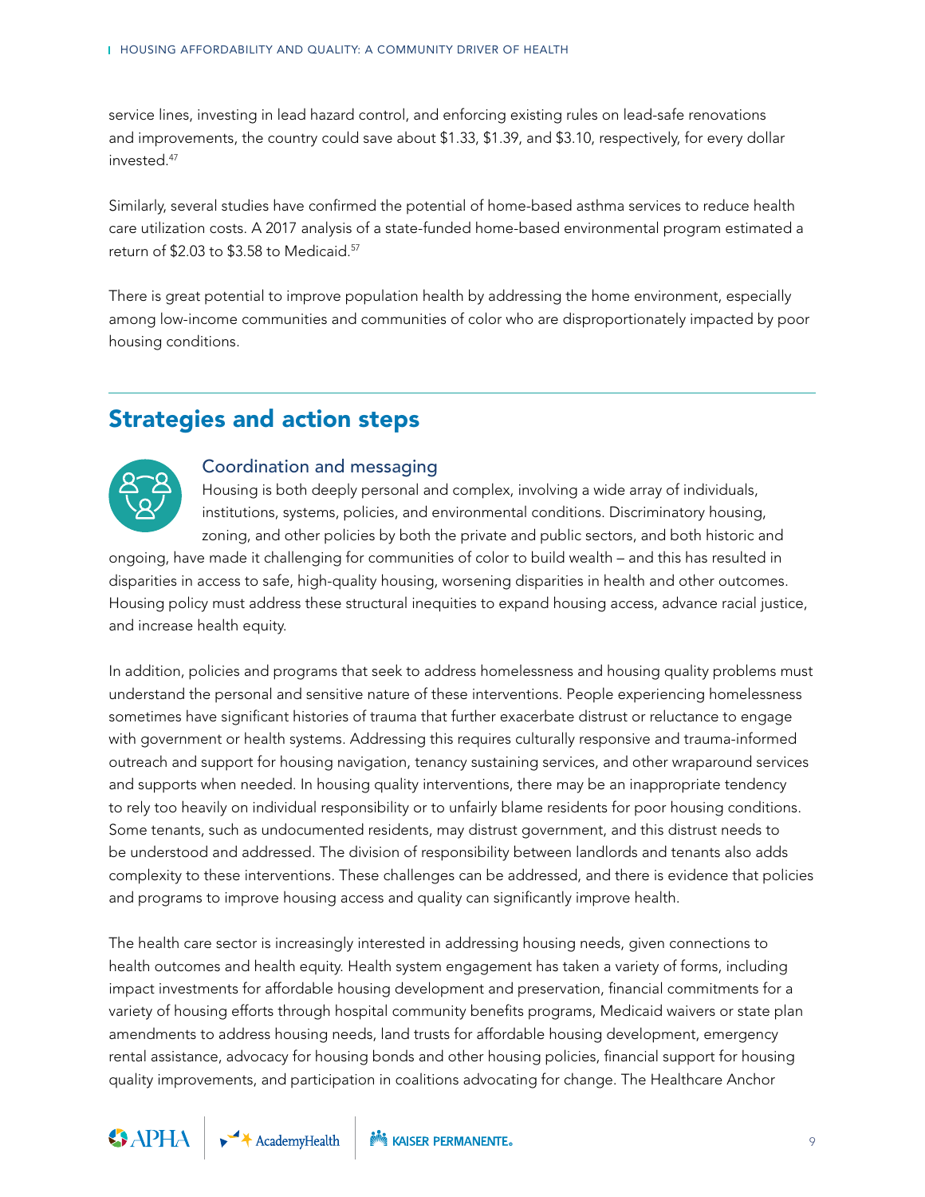service lines, investing in lead hazard control, and enforcing existing rules on lead-safe renovations and improvements, the country could save about $1.33, $1.39, and $3.10, respectively, for every dollar invested.[47]

Similarly, several studies have confirmed the potential of home-based asthma services to reduce health care utilization costs. A 2017 analysis of a state-funded home-based environmental program estimated a return of $2.03 to $3.58 to Medicaid.[57]

There is great potential to improve population health by addressing the home environment, especially among low-income communities and communities of color who are disproportionately impacted by poor housing conditions.

## Strategies and action steps

### Coordination and messaging

Housing is both deeply personal and complex, involving a wide array of individuals, institutions, systems, policies, and environmental conditions. Discriminatory housing, zoning, and other policies by both the private and public sectors, and both historic and ongoing, have made it challenging for communities of color to build wealth – and this has resulted in disparities in access to safe, high-quality housing, worsening disparities in health and other outcomes. Housing policy must address these structural inequities to expand housing access, advance racial justice, and increase health equity.

In addition, policies and programs that seek to address homelessness and housing quality problems must understand the personal and sensitive nature of these interventions. People experiencing homelessness sometimes have significant histories of trauma that further exacerbate distrust or reluctance to engage with government or health systems. Addressing this requires culturally responsive and trauma-informed outreach and support for housing navigation, tenancy sustaining services, and other wraparound services and supports when needed. In housing quality interventions, there may be an inappropriate tendency to rely too heavily on individual responsibility or to unfairly blame residents for poor housing conditions. Some tenants, such as undocumented residents, may distrust government, and this distrust needs to be understood and addressed. The division of responsibility between landlords and tenants also adds complexity to these interventions. These challenges can be addressed, and there is evidence that policies and programs to improve housing access and quality can significantly improve health.

The health care sector is increasingly interested in addressing housing needs, given connections to health outcomes and health equity. Health system engagement has taken a variety of forms, including impact investments for affordable housing development and preservation, financial commitments for a variety of housing efforts through hospital community benefits programs, Medicaid waivers or state plan amendments to address housing needs, land trusts for affordable housing development, emergency rental assistance, advocacy for housing bonds and other housing policies, financial support for housing quality improvements, and participation in coalitions advocating for change. The Healthcare Anchor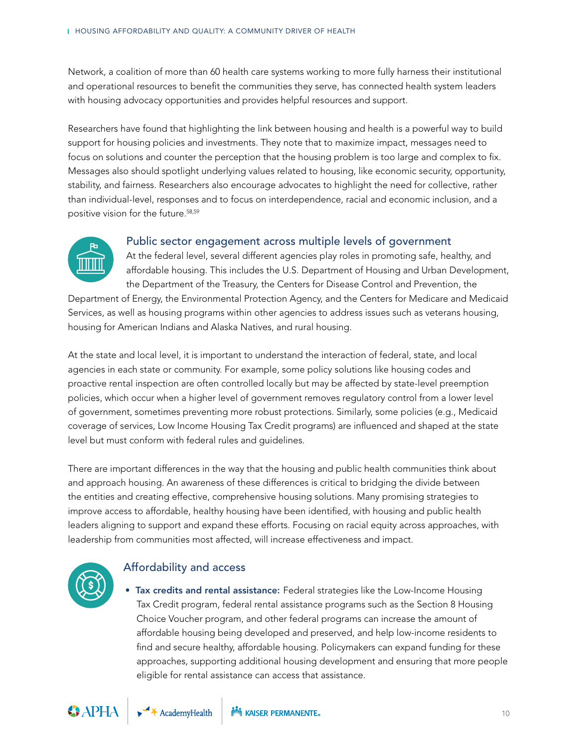Network, a coalition of more than 60 health care systems working to more fully harness their institutional and operational resources to benefit the communities they serve, has connected health system leaders with housing advocacy opportunities and provides helpful resources and support.

Researchers have found that highlighting the link between housing and health is a powerful way to build support for housing policies and investments. They note that to maximize impact, messages need to focus on solutions and counter the perception that the housing problem is too large and complex to fix. Messages also should spotlight underlying values related to housing, like economic security, opportunity, stability, and fairness. Researchers also encourage advocates to highlight the need for collective, rather than individual-level, responses and to focus on interdependence, racial and economic inclusion, and a positive vision for the future.[58,59]

## Public sector engagement across multiple levels of government

At the federal level, several different agencies play roles in promoting safe, healthy, and affordable housing. This includes the U.S. Department of Housing and Urban Development, the Department of the Treasury, the Centers for Disease Control and Prevention, the Department of Energy, the Environmental Protection Agency, and the Centers for Medicare and Medicaid Services, as well as housing programs within other agencies to address issues such as veterans housing, housing for American Indians and Alaska Natives, and rural housing.

At the state and local level, it is important to understand the interaction of federal, state, and local agencies in each state or community. For example, some policy solutions like housing codes and proactive rental inspection are often controlled locally but may be affected by state-level preemption policies, which occur when a higher level of government removes regulatory control from a lower level of government, sometimes preventing more robust protections. Similarly, some policies (e.g., Medicaid coverage of services, Low Income Housing Tax Credit programs) are influenced and shaped at the state level but must conform with federal rules and guidelines.

There are important differences in the way that the housing and public health communities think about and approach housing. An awareness of these differences is critical to bridging the divide between the entities and creating effective, comprehensive housing solutions. Many promising strategies to improve access to affordable, healthy housing have been identified, with housing and public health leaders aligning to support and expand these efforts. Focusing on racial equity across approaches, with leadership from communities most affected, will increase effectiveness and impact.

## Affordability and access

- **Tax credits and rental assistance:** Federal strategies like the Low-Income Housing Tax Credit program, federal rental assistance programs such as the Section 8 Housing Choice Voucher program, and other federal programs can increase the amount of affordable housing being developed and preserved, and help low-income residents to find and secure healthy, affordable housing. Policymakers can expand funding for these approaches, supporting additional housing development and ensuring that more people eligible for rental assistance can access that assistance.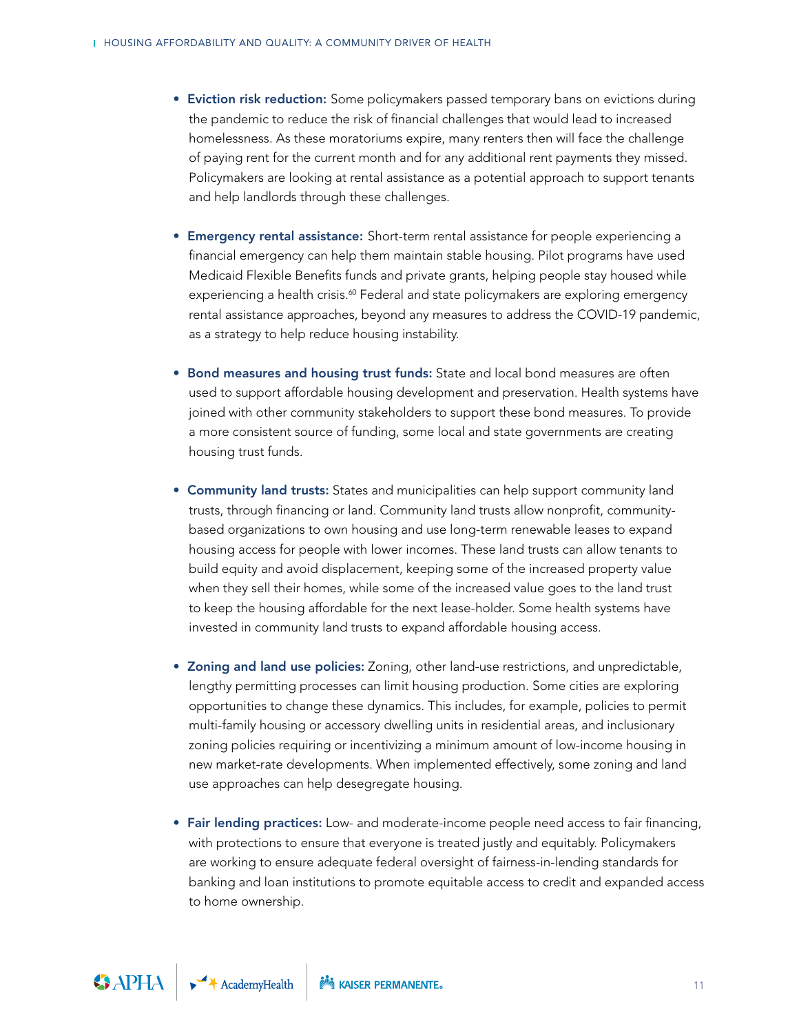- **Eviction risk reduction:** Some policymakers passed temporary bans on evictions during the pandemic to reduce the risk of financial challenges that would lead to increased homelessness. As these moratoriums expire, many renters then will face the challenge of paying rent for the current month and for any additional rent payments they missed. Policymakers are looking at rental assistance as a potential approach to support tenants and help landlords through these challenges.

- **Emergency rental assistance:** Short-term rental assistance for people experiencing a financial emergency can help them maintain stable housing. Pilot programs have used Medicaid Flexible Benefits funds and private grants, helping people stay housed while experiencing a health crisis.[60] Federal and state policymakers are exploring emergency rental assistance approaches, beyond any measures to address the COVID-19 pandemic, as a strategy to help reduce housing instability.

- **Bond measures and housing trust funds:** State and local bond measures are often used to support affordable housing development and preservation. Health systems have joined with other community stakeholders to support these bond measures. To provide a more consistent source of funding, some local and state governments are creating housing trust funds.

- **Community land trusts:** States and municipalities can help support community land trusts, through financing or land. Community land trusts allow nonprofit, community-based organizations to own housing and use long-term renewable leases to expand housing access for people with lower incomes. These land trusts can allow tenants to build equity and avoid displacement, keeping some of the increased property value when they sell their homes, while some of the increased value goes to the land trust to keep the housing affordable for the next lease-holder. Some health systems have invested in community land trusts to expand affordable housing access.

- **Zoning and land use policies:** Zoning, other land-use restrictions, and unpredictable, lengthy permitting processes can limit housing production. Some cities are exploring opportunities to change these dynamics. This includes, for example, policies to permit multi-family housing or accessory dwelling units in residential areas, and inclusionary zoning policies requiring or incentivizing a minimum amount of low-income housing in new market-rate developments. When implemented effectively, some zoning and land use approaches can help desegregate housing.

- **Fair lending practices:** Low- and moderate-income people need access to fair financing, with protections to ensure that everyone is treated justly and equitably. Policymakers are working to ensure adequate federal oversight of fairness-in-lending standards for banking and loan institutions to promote equitable access to credit and expanded access to home ownership.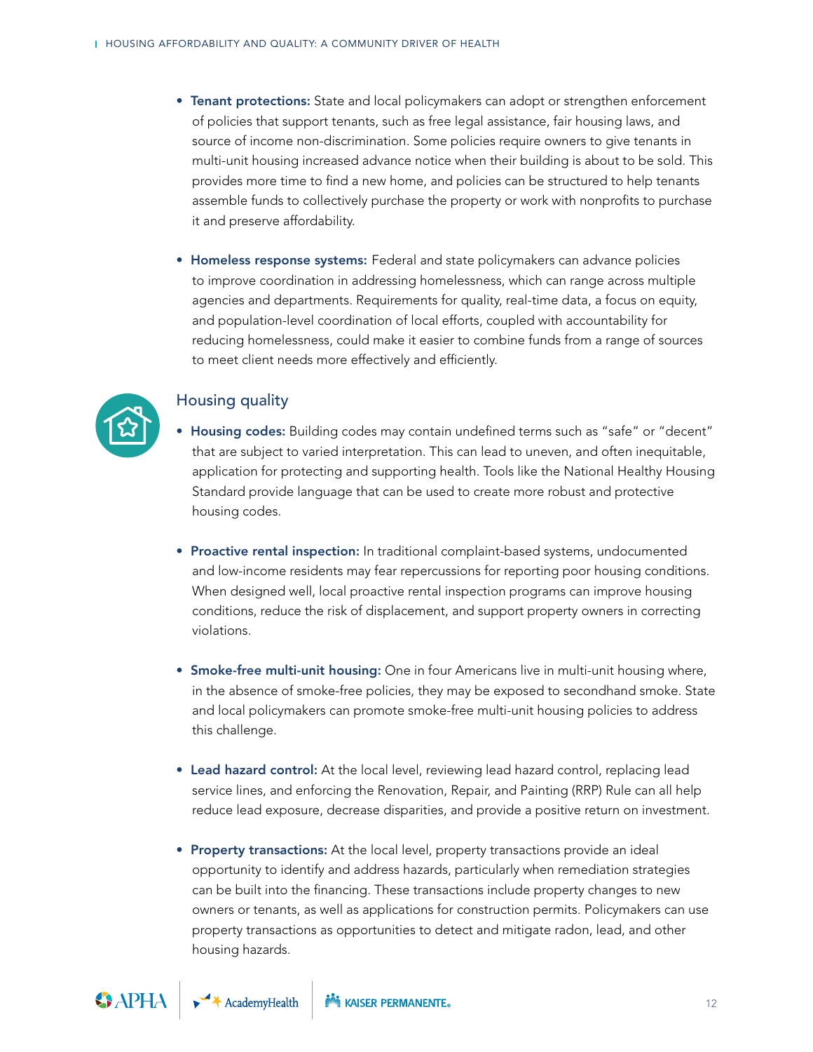- **Tenant protections:** State and local policymakers can adopt or strengthen enforcement of policies that support tenants, such as free legal assistance, fair housing laws, and source of income non-discrimination. Some policies require owners to give tenants in multi-unit housing increased advance notice when their building is about to be sold. This provides more time to find a new home, and policies can be structured to help tenants assemble funds to collectively purchase the property or work with nonprofits to purchase it and preserve affordability.

- **Homeless response systems:** Federal and state policymakers can advance policies to improve coordination in addressing homelessness, which can range across multiple agencies and departments. Requirements for quality, real-time data, a focus on equity, and population-level coordination of local efforts, coupled with accountability for reducing homelessness, could make it easier to combine funds from a range of sources to meet client needs more effectively and efficiently.

## Housing quality

- **Housing codes:** Building codes may contain undefined terms such as "safe" or "decent" that are subject to varied interpretation. This can lead to uneven, and often inequitable, application for protecting and supporting health. Tools like the National Healthy Housing Standard provide language that can be used to create more robust and protective housing codes.

- **Proactive rental inspection:** In traditional complaint-based systems, undocumented and low-income residents may fear repercussions for reporting poor housing conditions. When designed well, local proactive rental inspection programs can improve housing conditions, reduce the risk of displacement, and support property owners in correcting violations.

- **Smoke-free multi-unit housing:** One in four Americans live in multi-unit housing where, in the absence of smoke-free policies, they may be exposed to secondhand smoke. State and local policymakers can promote smoke-free multi-unit housing policies to address this challenge.

- **Lead hazard control:** At the local level, reviewing lead hazard control, replacing lead service lines, and enforcing the Renovation, Repair, and Painting (RRP) Rule can all help reduce lead exposure, decrease disparities, and provide a positive return on investment.

- **Property transactions:** At the local level, property transactions provide an ideal opportunity to identify and address hazards, particularly when remediation strategies can be built into the financing. These transactions include property changes to new owners or tenants, as well as applications for construction permits. Policymakers can use property transactions as opportunities to detect and mitigate radon, lead, and other housing hazards.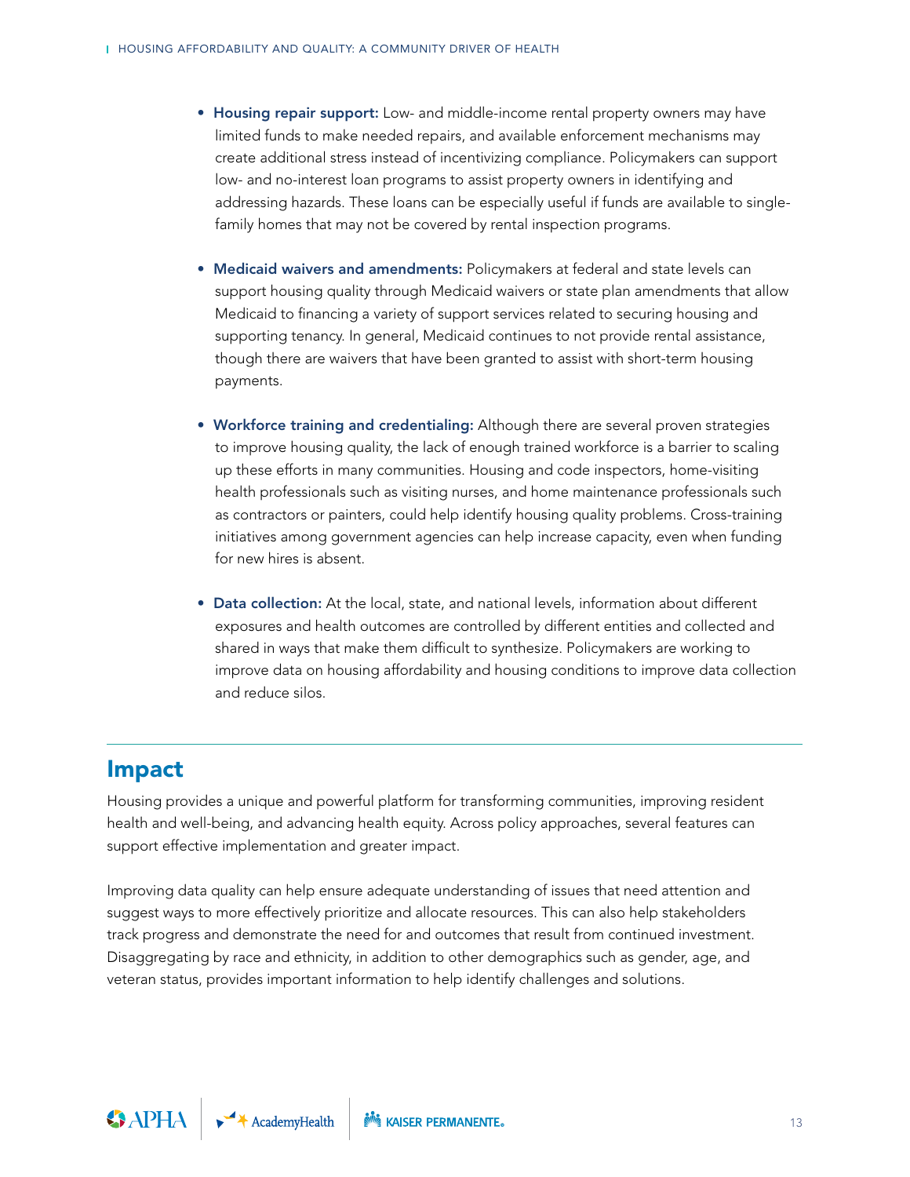- **Housing repair support:** Low- and middle-income rental property owners may have limited funds to make needed repairs, and available enforcement mechanisms may create additional stress instead of incentivizing compliance. Policymakers can support low- and no-interest loan programs to assist property owners in identifying and addressing hazards. These loans can be especially useful if funds are available to single-family homes that may not be covered by rental inspection programs.

- **Medicaid waivers and amendments:** Policymakers at federal and state levels can support housing quality through Medicaid waivers or state plan amendments that allow Medicaid to financing a variety of support services related to securing housing and supporting tenancy. In general, Medicaid continues to not provide rental assistance, though there are waivers that have been granted to assist with short-term housing payments.

- **Workforce training and credentialing:** Although there are several proven strategies to improve housing quality, the lack of enough trained workforce is a barrier to scaling up these efforts in many communities. Housing and code inspectors, home-visiting health professionals such as visiting nurses, and home maintenance professionals such as contractors or painters, could help identify housing quality problems. Cross-training initiatives among government agencies can help increase capacity, even when funding for new hires is absent.

- **Data collection:** At the local, state, and national levels, information about different exposures and health outcomes are controlled by different entities and collected and shared in ways that make them difficult to synthesize. Policymakers are working to improve data on housing affordability and housing conditions to improve data collection and reduce silos.

## Impact

Housing provides a unique and powerful platform for transforming communities, improving resident health and well-being, and advancing health equity. Across policy approaches, several features can support effective implementation and greater impact.

Improving data quality can help ensure adequate understanding of issues that need attention and suggest ways to more effectively prioritize and allocate resources. This can also help stakeholders track progress and demonstrate the need for and outcomes that result from continued investment. Disaggregating by race and ethnicity, in addition to other demographics such as gender, age, and veteran status, provides important information to help identify challenges and solutions.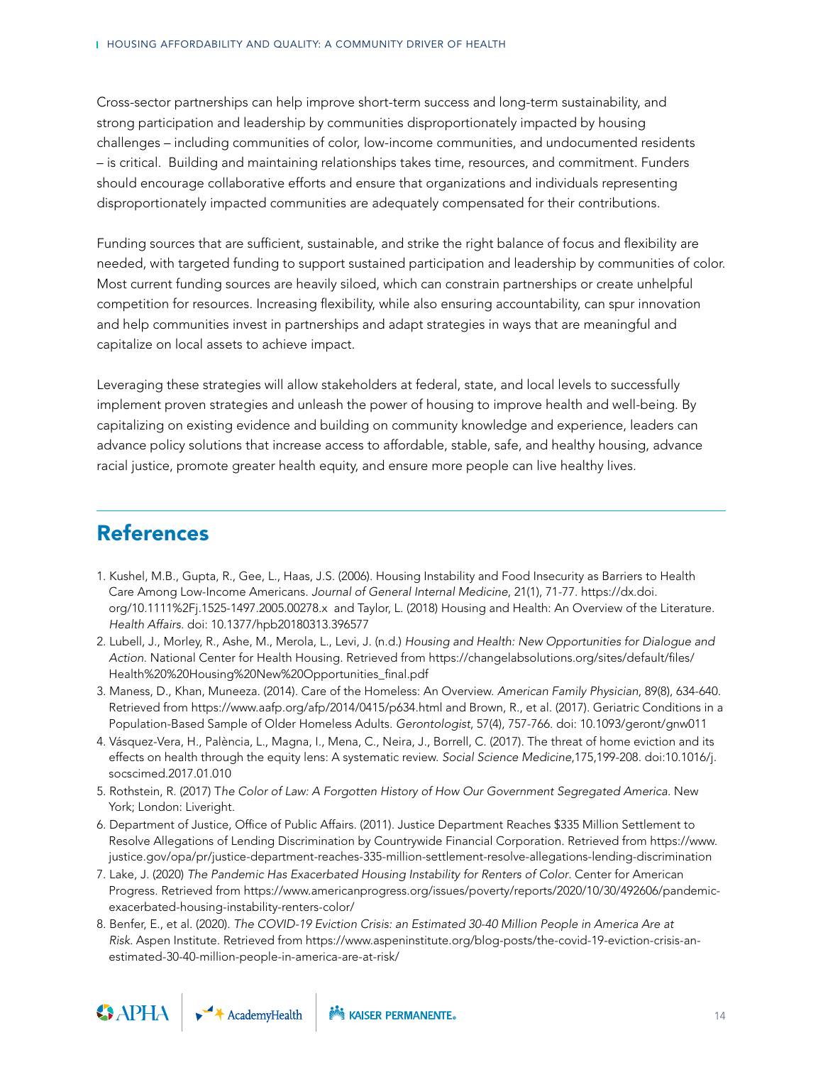Cross-sector partnerships can help improve short-term success and long-term sustainability, and strong participation and leadership by communities disproportionately impacted by housing challenges – including communities of color, low-income communities, and undocumented residents – is critical. Building and maintaining relationships takes time, resources, and commitment. Funders should encourage collaborative efforts and ensure that organizations and individuals representing disproportionately impacted communities are adequately compensated for their contributions.

Funding sources that are sufficient, sustainable, and strike the right balance of focus and flexibility are needed, with targeted funding to support sustained participation and leadership by communities of color. Most current funding sources are heavily siloed, which can constrain partnerships or create unhelpful competition for resources. Increasing flexibility, while also ensuring accountability, can spur innovation and help communities invest in partnerships and adapt strategies in ways that are meaningful and capitalize on local assets to achieve impact.

Leveraging these strategies will allow stakeholders at federal, state, and local levels to successfully implement proven strategies and unleash the power of housing to improve health and well-being. By capitalizing on existing evidence and building on community knowledge and experience, leaders can advance policy solutions that increase access to affordable, stable, safe, and healthy housing, advance racial justice, promote greater health equity, and ensure more people can live healthy lives.

## References

1. Kushel, M.B., Gupta, R., Gee, L., Haas, J.S. (2006). Housing Instability and Food Insecurity as Barriers to Health Care Among Low-Income Americans. *Journal of General Internal Medicine*, 21(1), 71-77. https://dx.doi.org/10.1111%2Fj.1525-1497.2005.00278.x and Taylor, L. (2018) Housing and Health: An Overview of the Literature. *Health Affairs*. doi: 10.1377/hpb20180313.396577
2. Lubell, J., Morley, R., Ashe, M., Merola, L., Levi, J. (n.d.) *Housing and Health: New Opportunities for Dialogue and Action*. National Center for Health Housing. Retrieved from https://changelabsolutions.org/sites/default/files/Health%20%20Housing%20New%20Opportunities_final.pdf
3. Maness, D., Khan, Muneeza. (2014). Care of the Homeless: An Overview. *American Family Physician*, 89(8), 634-640. Retrieved from https://www.aafp.org/afp/2014/0415/p634.html and Brown, R., et al. (2017). Geriatric Conditions in a Population-Based Sample of Older Homeless Adults. *Gerontologist*, 57(4), 757-766. doi: 10.1093/geront/gnw011
4. Vásquez-Vera, H., Palència, L., Magna, I., Mena, C., Neira, J., Borrell, C. (2017). The threat of home eviction and its effects on health through the equity lens: A systematic review. *Social Science Medicine*,175,199-208. doi:10.1016/j.socscimed.2017.01.010
5. Rothstein, R. (2017) *The Color of Law: A Forgotten History of How Our Government Segregated America*. New York; London: Liveright.
6. Department of Justice, Office of Public Affairs. (2011). Justice Department Reaches $335 Million Settlement to Resolve Allegations of Lending Discrimination by Countrywide Financial Corporation. Retrieved from https://www.justice.gov/opa/pr/justice-department-reaches-335-million-settlement-resolve-allegations-lending-discrimination
7. Lake, J. (2020) *The Pandemic Has Exacerbated Housing Instability for Renters of Color*. Center for American Progress. Retrieved from https://www.americanprogress.org/issues/poverty/reports/2020/10/30/492606/pandemic-exacerbated-housing-instability-renters-color/
8. Benfer, E., et al. (2020). *The COVID-19 Eviction Crisis: an Estimated 30-40 Million People in America Are at Risk*. Aspen Institute. Retrieved from https://www.aspeninstitute.org/blog-posts/the-covid-19-eviction-crisis-an-estimated-30-40-million-people-in-america-are-at-risk/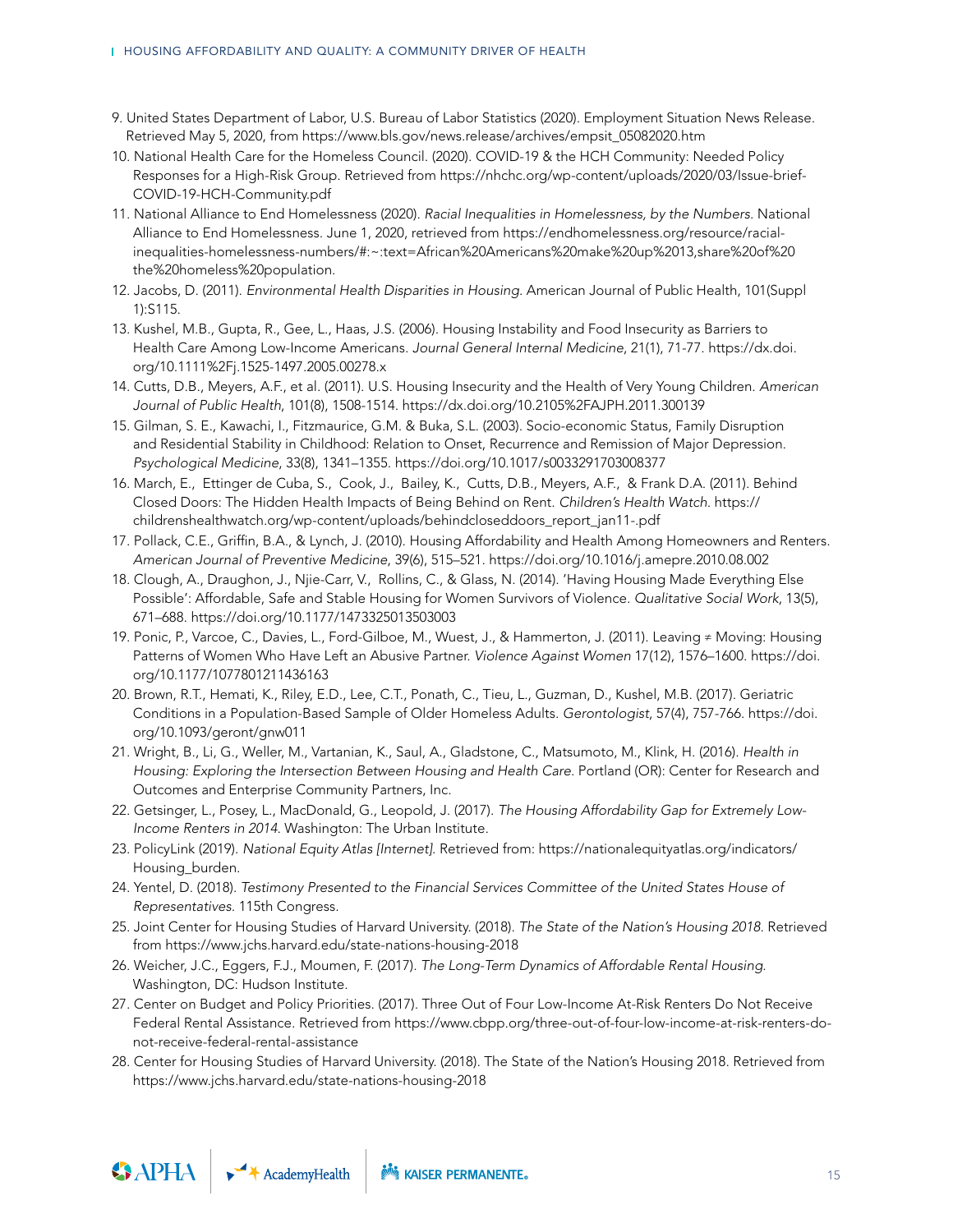9. United States Department of Labor, U.S. Bureau of Labor Statistics (2020). Employment Situation News Release. Retrieved May 5, 2020, from https://www.bls.gov/news.release/archives/empsit_05082020.htm
10. National Health Care for the Homeless Council. (2020). COVID-19 & the HCH Community: Needed Policy Responses for a High-Risk Group. Retrieved from https://nhchc.org/wp-content/uploads/2020/03/Issue-brief-COVID-19-HCH-Community.pdf
11. National Alliance to End Homelessness (2020). *Racial Inequalities in Homelessness, by the Numbers*. National Alliance to End Homelessness. June 1, 2020, retrieved from https://endhomelessness.org/resource/racial-inequalities-homelessness-numbers/#:~:text=African%20Americans%20make%20up%2013,share%20of%20the%20homeless%20population.
12. Jacobs, D. (2011). *Environmental Health Disparities in Housing*. American Journal of Public Health, 101(Suppl 1):S115.
13. Kushel, M.B., Gupta, R., Gee, L., Haas, J.S. (2006). Housing Instability and Food Insecurity as Barriers to Health Care Among Low-Income Americans. *Journal General Internal Medicine*, 21(1), 71-77. https://dx.doi.org/10.1111%2Fj.1525-1497.2005.00278.x
14. Cutts, D.B., Meyers, A.F., et al. (2011). U.S. Housing Insecurity and the Health of Very Young Children. *American Journal of Public Health*, 101(8), 1508-1514. https://dx.doi.org/10.2105%2FAJPH.2011.300139
15. Gilman, S. E., Kawachi, I., Fitzmaurice, G.M. & Buka, S.L. (2003). Socio-economic Status, Family Disruption and Residential Stability in Childhood: Relation to Onset, Recurrence and Remission of Major Depression. *Psychological Medicine*, 33(8), 1341–1355. https://doi.org/10.1017/s0033291703008377
16. March, E., Ettinger de Cuba, S., Cook, J., Bailey, K., Cutts, D.B., Meyers, A.F., & Frank D.A. (2011). Behind Closed Doors: The Hidden Health Impacts of Being Behind on Rent. *Children's Health Watch*. https://childrenshealthwatch.org/wp-content/uploads/behindcloseddoors_report_jan11-.pdf
17. Pollack, C.E., Griffin, B.A., & Lynch, J. (2010). Housing Affordability and Health Among Homeowners and Renters. *American Journal of Preventive Medicine*, 39(6), 515–521. https://doi.org/10.1016/j.amepre.2010.08.002
18. Clough, A., Draughon, J., Njie-Carr, V., Rollins, C., & Glass, N. (2014). 'Having Housing Made Everything Else Possible': Affordable, Safe and Stable Housing for Women Survivors of Violence. *Qualitative Social Work*, 13(5), 671–688. https://doi.org/10.1177/1473325013503003
19. Ponic, P., Varcoe, C., Davies, L., Ford-Gilboe, M., Wuest, J., & Hammerton, J. (2011). Leaving ≠ Moving: Housing Patterns of Women Who Have Left an Abusive Partner. *Violence Against Women* 17(12), 1576–1600. https://doi.org/10.1177/1077801211436163
20. Brown, R.T., Hemati, K., Riley, E.D., Lee, C.T., Ponath, C., Tieu, L., Guzman, D., Kushel, M.B. (2017). Geriatric Conditions in a Population-Based Sample of Older Homeless Adults. *Gerontologist*, 57(4), 757-766. https://doi.org/10.1093/geront/gnw011
21. Wright, B., Li, G., Weller, M., Vartanian, K., Saul, A., Gladstone, C., Matsumoto, M., Klink, H. (2016). *Health in Housing: Exploring the Intersection Between Housing and Health Care*. Portland (OR): Center for Research and Outcomes and Enterprise Community Partners, Inc.
22. Getsinger, L., Posey, L., MacDonald, G., Leopold, J. (2017). *The Housing Affordability Gap for Extremely Low-Income Renters in 2014*. Washington: The Urban Institute.
23. PolicyLink (2019). *National Equity Atlas [Internet]*. Retrieved from: https://nationalequityatlas.org/indicators/Housing_burden.
24. Yentel, D. (2018). *Testimony Presented to the Financial Services Committee of the United States House of Representatives*. 115th Congress.
25. Joint Center for Housing Studies of Harvard University. (2018). *The State of the Nation's Housing 2018*. Retrieved from https://www.jchs.harvard.edu/state-nations-housing-2018
26. Weicher, J.C., Eggers, F.J., Moumen, F. (2017). *The Long-Term Dynamics of Affordable Rental Housing*. Washington, DC: Hudson Institute.
27. Center on Budget and Policy Priorities. (2017). Three Out of Four Low-Income At-Risk Renters Do Not Receive Federal Rental Assistance. Retrieved from https://www.cbpp.org/three-out-of-four-low-income-at-risk-renters-do-not-receive-federal-rental-assistance
28. Center for Housing Studies of Harvard University. (2018). The State of the Nation's Housing 2018. Retrieved from https://www.jchs.harvard.edu/state-nations-housing-2018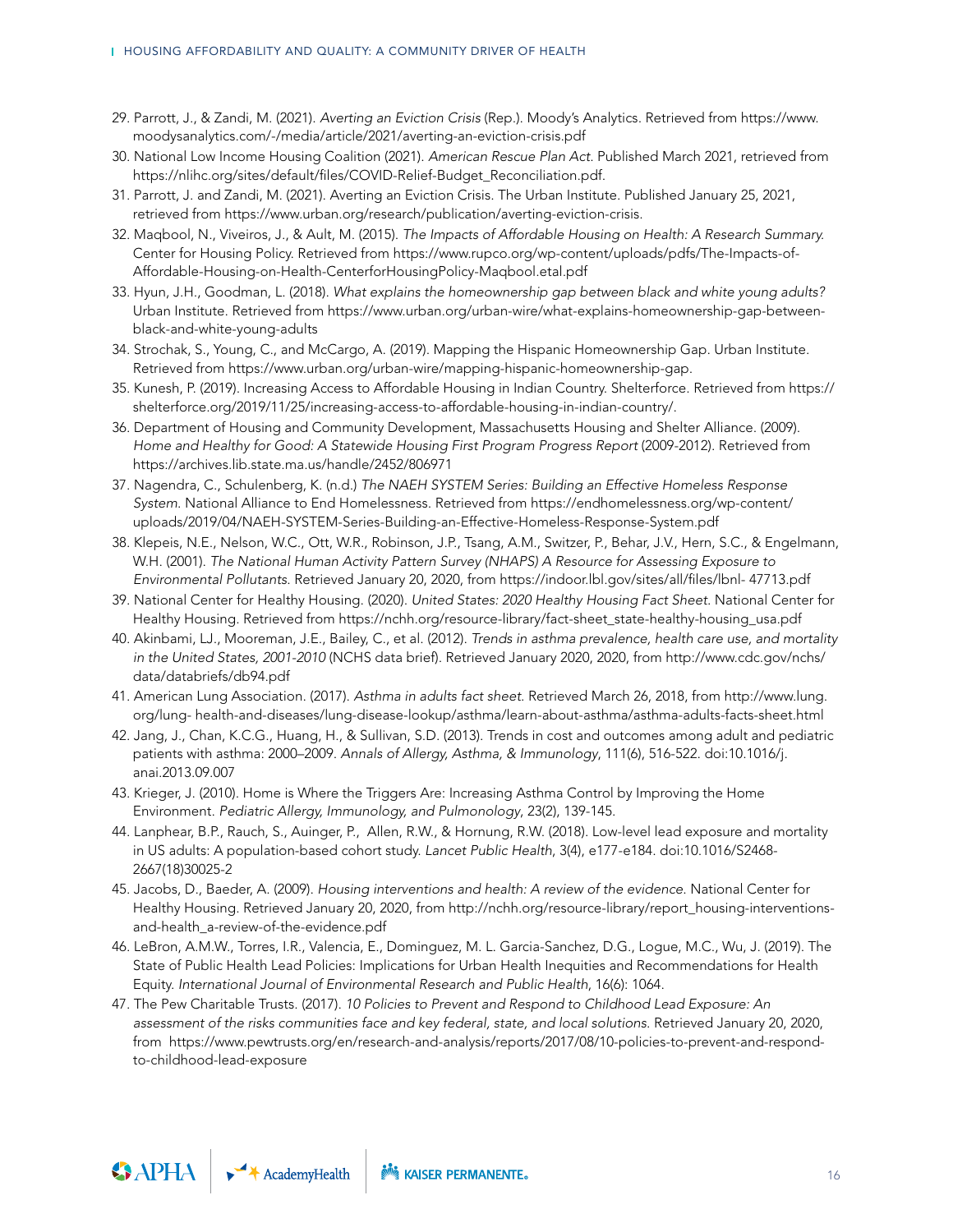29. Parrott, J., & Zandi, M. (2021). *Averting an Eviction Crisis* (Rep.). Moody's Analytics. Retrieved from https://www.moodysanalytics.com/-/media/article/2021/averting-an-eviction-crisis.pdf
30. National Low Income Housing Coalition (2021). *American Rescue Plan Act.* Published March 2021, retrieved from https://nlihc.org/sites/default/files/COVID-Relief-Budget_Reconciliation.pdf.
31. Parrott, J. and Zandi, M. (2021). Averting an Eviction Crisis. The Urban Institute. Published January 25, 2021, retrieved from https://www.urban.org/research/publication/averting-eviction-crisis.
32. Maqbool, N., Viveiros, J., & Ault, M. (2015). *The Impacts of Affordable Housing on Health: A Research Summary.* Center for Housing Policy. Retrieved from https://www.rupco.org/wp-content/uploads/pdfs/The-Impacts-of-Affordable-Housing-on-Health-CenterforHousingPolicy-Maqbool.etal.pdf
33. Hyun, J.H., Goodman, L. (2018). *What explains the homeownership gap between black and white young adults?* Urban Institute. Retrieved from https://www.urban.org/urban-wire/what-explains-homeownership-gap-between-black-and-white-young-adults
34. Strochak, S., Young, C., and McCargo, A. (2019). Mapping the Hispanic Homeownership Gap. Urban Institute. Retrieved from https://www.urban.org/urban-wire/mapping-hispanic-homeownership-gap.
35. Kunesh, P. (2019). Increasing Access to Affordable Housing in Indian Country. Shelterforce. Retrieved from https://shelterforce.org/2019/11/25/increasing-access-to-affordable-housing-in-indian-country/.
36. Department of Housing and Community Development, Massachusetts Housing and Shelter Alliance. (2009). *Home and Healthy for Good: A Statewide Housing First Program Progress Report* (2009-2012). Retrieved from https://archives.lib.state.ma.us/handle/2452/806971
37. Nagendra, C., Schulenberg, K. (n.d.) *The NAEH SYSTEM Series: Building an Effective Homeless Response System.* National Alliance to End Homelessness. Retrieved from https://endhomelessness.org/wp-content/uploads/2019/04/NAEH-SYSTEM-Series-Building-an-Effective-Homeless-Response-System.pdf
38. Klepeis, N.E., Nelson, W.C., Ott, W.R., Robinson, J.P., Tsang, A.M., Switzer, P., Behar, J.V., Hern, S.C., & Engelmann, W.H. (2001). *The National Human Activity Pattern Survey (NHAPS) A Resource for Assessing Exposure to Environmental Pollutants.* Retrieved January 20, 2020, from https://indoor.lbl.gov/sites/all/files/lbnl- 47713.pdf
39. National Center for Healthy Housing. (2020). *United States: 2020 Healthy Housing Fact Sheet.* National Center for Healthy Housing. Retrieved from https://nchh.org/resource-library/fact-sheet_state-healthy-housing_usa.pdf
40. Akinbami, LJ., Mooreman, J.E., Bailey, C., et al. (2012). *Trends in asthma prevalence, health care use, and mortality in the United States, 2001-2010* (NCHS data brief). Retrieved January 2020, 2020, from http://www.cdc.gov/nchs/data/databriefs/db94.pdf
41. American Lung Association. (2017). *Asthma in adults fact sheet.* Retrieved March 26, 2018, from http://www.lung.org/lung- health-and-diseases/lung-disease-lookup/asthma/learn-about-asthma/asthma-adults-facts-sheet.html
42. Jang, J., Chan, K.C.G., Huang, H., & Sullivan, S.D. (2013). Trends in cost and outcomes among adult and pediatric patients with asthma: 2000–2009. *Annals of Allergy, Asthma, & Immunology*, 111(6), 516-522. doi:10.1016/j.anai.2013.09.007
43. Krieger, J. (2010). Home is Where the Triggers Are: Increasing Asthma Control by Improving the Home Environment. *Pediatric Allergy, Immunology, and Pulmonology*, 23(2), 139-145.
44. Lanphear, B.P., Rauch, S., Auinger, P., Allen, R.W., & Hornung, R.W. (2018). Low-level lead exposure and mortality in US adults: A population-based cohort study. *Lancet Public Health*, 3(4), e177-e184. doi:10.1016/S2468-2667(18)30025-2
45. Jacobs, D., Baeder, A. (2009). *Housing interventions and health: A review of the evidence.* National Center for Healthy Housing. Retrieved January 20, 2020, from http://nchh.org/resource-library/report_housing-interventions-and-health_a-review-of-the-evidence.pdf
46. LeBron, A.M.W., Torres, I.R., Valencia, E., Dominguez, M. L. Garcia-Sanchez, D.G., Logue, M.C., Wu, J. (2019). The State of Public Health Lead Policies: Implications for Urban Health Inequities and Recommendations for Health Equity. *International Journal of Environmental Research and Public Health*, 16(6): 1064.
47. The Pew Charitable Trusts. (2017). *10 Policies to Prevent and Respond to Childhood Lead Exposure: An assessment of the risks communities face and key federal, state, and local solutions.* Retrieved January 20, 2020, from https://www.pewtrusts.org/en/research-and-analysis/reports/2017/08/10-policies-to-prevent-and-respond-to-childhood-lead-exposure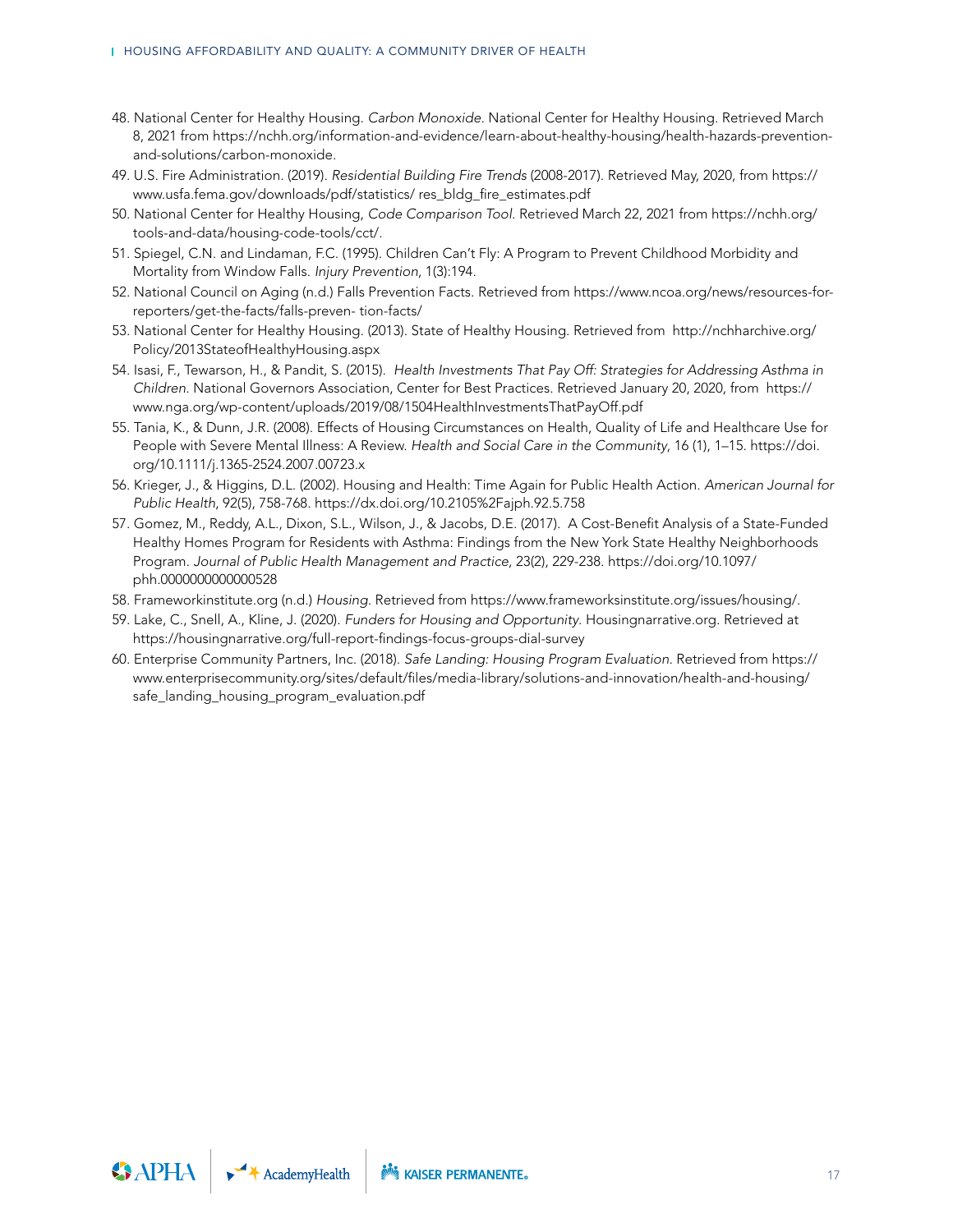48. National Center for Healthy Housing. *Carbon Monoxide*. National Center for Healthy Housing. Retrieved March 8, 2021 from https://nchh.org/information-and-evidence/learn-about-healthy-housing/health-hazards-prevention-and-solutions/carbon-monoxide.
49. U.S. Fire Administration. (2019). *Residential Building Fire Trends* (2008-2017). Retrieved May, 2020, from https://www.usfa.fema.gov/downloads/pdf/statistics/ res_bldg_fire_estimates.pdf
50. National Center for Healthy Housing, *Code Comparison Tool*. Retrieved March 22, 2021 from https://nchh.org/tools-and-data/housing-code-tools/cct/.
51. Spiegel, C.N. and Lindaman, F.C. (1995). Children Can't Fly: A Program to Prevent Childhood Morbidity and Mortality from Window Falls. *Injury Prevention*, 1(3):194.
52. National Council on Aging (n.d.) Falls Prevention Facts. Retrieved from https://www.ncoa.org/news/resources-for-reporters/get-the-facts/falls-preven- tion-facts/
53. National Center for Healthy Housing. (2013). State of Healthy Housing. Retrieved from http://nchharchive.org/Policy/2013StateofHealthyHousing.aspx
54. Isasi, F., Tewarson, H., & Pandit, S. (2015). *Health Investments That Pay Off: Strategies for Addressing Asthma in Children*. National Governors Association, Center for Best Practices. Retrieved January 20, 2020, from https://www.nga.org/wp-content/uploads/2019/08/1504HealthInvestmentsThatPayOff.pdf
55. Tania, K., & Dunn, J.R. (2008). Effects of Housing Circumstances on Health, Quality of Life and Healthcare Use for People with Severe Mental Illness: A Review. *Health and Social Care in the Community*, 16 (1), 1–15. https://doi.org/10.1111/j.1365-2524.2007.00723.x
56. Krieger, J., & Higgins, D.L. (2002). Housing and Health: Time Again for Public Health Action. *American Journal for Public Health*, 92(5), 758-768. https://dx.doi.org/10.2105%2Fajph.92.5.758
57. Gomez, M., Reddy, A.L., Dixon, S.L., Wilson, J., & Jacobs, D.E. (2017). A Cost-Benefit Analysis of a State-Funded Healthy Homes Program for Residents with Asthma: Findings from the New York State Healthy Neighborhoods Program. *Journal of Public Health Management and Practice*, 23(2), 229-238. https://doi.org/10.1097/phh.0000000000000528
58. Frameworkinstitute.org (n.d.) *Housing*. Retrieved from https://www.frameworksinstitute.org/issues/housing/.
59. Lake, C., Snell, A., Kline, J. (2020). *Funders for Housing and Opportunity*. Housingnarrative.org. Retrieved at https://housingnarrative.org/full-report-findings-focus-groups-dial-survey
60. Enterprise Community Partners, Inc. (2018). *Safe Landing: Housing Program Evaluation*. Retrieved from https://www.enterprisecommunity.org/sites/default/files/media-library/solutions-and-innovation/health-and-housing/safe_landing_housing_program_evaluation.pdf